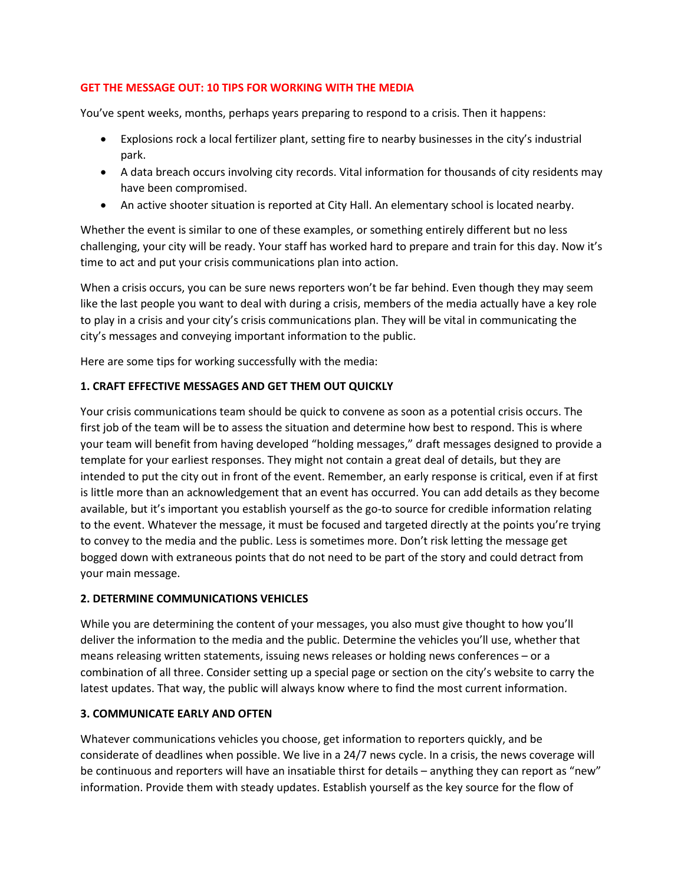## GET THE MESSAGE OUT: 10 TIPS FOR WORKING WITH THE MEDIA

You've spent weeks, months, perhaps years preparing to respond to a crisis. Then it happens:

- Explosions rock a local fertilizer plant, setting fire to nearby businesses in the city's industrial park.
- A data breach occurs involving city records. Vital information for thousands of city residents may have been compromised.
- An active shooter situation is reported at City Hall. An elementary school is located nearby.

Whether the event is similar to one of these examples, or something entirely different but no less challenging, your city will be ready. Your staff has worked hard to prepare and train for this day. Now it's time to act and put your crisis communications plan into action.

When a crisis occurs, you can be sure news reporters won't be far behind. Even though they may seem like the last people you want to deal with during a crisis, members of the media actually have a key role to play in a crisis and your city's crisis communications plan. They will be vital in communicating the city's messages and conveying important information to the public.

Here are some tips for working successfully with the media:

### 1. CRAFT EFFECTIVE MESSAGES AND GET THEM OUT QUICKLY

Your crisis communications team should be quick to convene as soon as a potential crisis occurs. The first job of the team will be to assess the situation and determine how best to respond. This is where your team will benefit from having developed "holding messages," draft messages designed to provide a template for your earliest responses. They might not contain a great deal of details, but they are intended to put the city out in front of the event. Remember, an early response is critical, even if at first is little more than an acknowledgement that an event has occurred. You can add details as they become available, but it's important you establish yourself as the go-to source for credible information relating to the event. Whatever the message, it must be focused and targeted directly at the points you're trying to convey to the media and the public. Less is sometimes more. Don't risk letting the message get bogged down with extraneous points that do not need to be part of the story and could detract from your main message.

### 2. DETERMINE COMMUNICATIONS VEHICLES

While you are determining the content of your messages, you also must give thought to how you'll deliver the information to the media and the public. Determine the vehicles you'll use, whether that means releasing written statements, issuing news releases or holding news conferences – or a combination of all three. Consider setting up a special page or section on the city's website to carry the latest updates. That way, the public will always know where to find the most current information.

### 3. COMMUNICATE EARLY AND OFTEN

Whatever communications vehicles you choose, get information to reporters quickly, and be considerate of deadlines when possible. We live in a 24/7 news cycle. In a crisis, the news coverage will be continuous and reporters will have an insatiable thirst for details – anything they can report as "new" information. Provide them with steady updates. Establish yourself as the key source for the flow of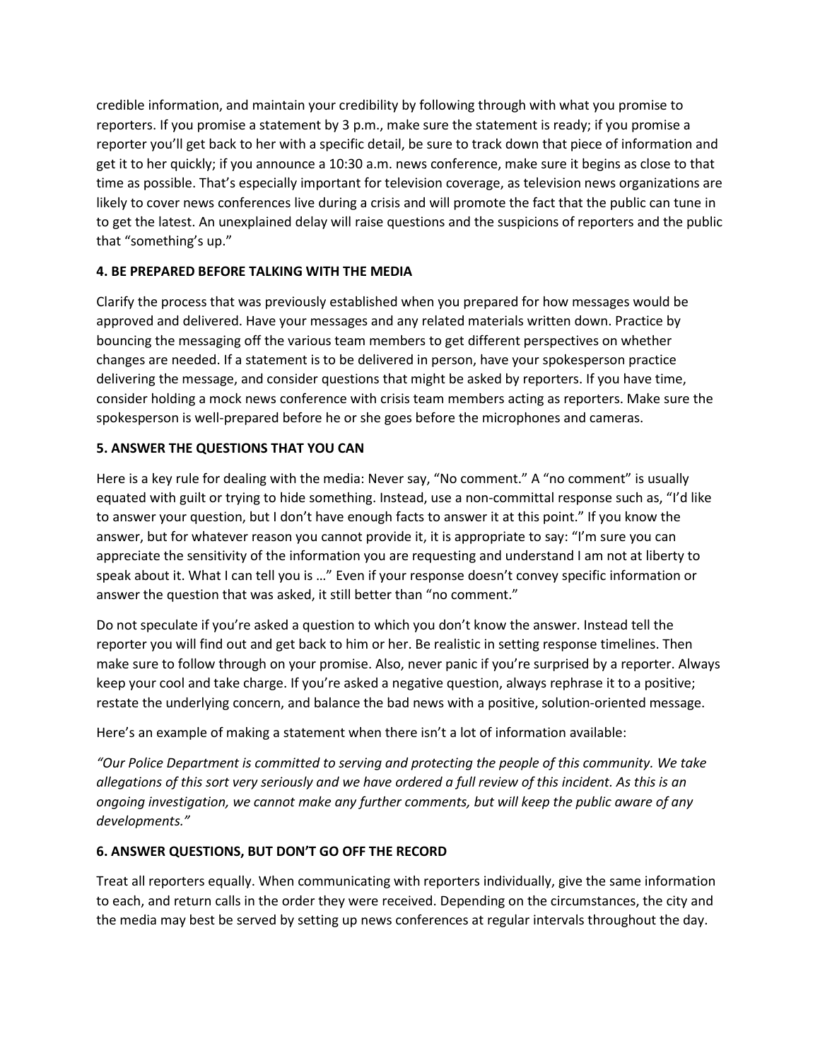credible information, and maintain your credibility by following through with what you promise to reporters. If you promise a statement by 3 p.m., make sure the statement is ready; if you promise a reporter you'll get back to her with a specific detail, be sure to track down that piece of information and get it to her quickly; if you announce a 10:30 a.m. news conference, make sure it begins as close to that time as possible. That's especially important for television coverage, as television news organizations are likely to cover news conferences live during a crisis and will promote the fact that the public can tune in to get the latest. An unexplained delay will raise questions and the suspicions of reporters and the public that "something's up."

**4. BE PREPARED BEFORE TALKING WITH THE MEDIA**

Clarify the process that was previously established when you prepared for how messages would be approved and delivered. Have your messages and any related materials written down. Practice by bouncing the messaging off the various team members to get different perspectives on whether changes are needed. If a statement is to be delivered in person, have your spokesperson practice delivering the message, and consider questions that might be asked by reporters. If you have time, consider holding a mock news conference with crisis team members acting as reporters. Make sure the spokesperson is well-prepared before he or she goes before the microphones and cameras.

**5. ANSWER THE QUESTIONS THAT YOU CAN**

Here is a key rule for dealing with the media: Never say, "No comment." A "no comment" is usually equated with guilt or trying to hide something. Instead, use a non-committal response such as, "I'd like to answer your question, but I don't have enough facts to answer it at this point." If you know the answer, but for whatever reason you cannot provide it, it is appropriate to say: "I'm sure you can appreciate the sensitivity of the information you are requesting and understand I am not at liberty to speak about it. What I can tell you is …" Even if your response doesn't convey specific information or answer the question that was asked, it still better than "no comment."

Do not speculate if you're asked a question to which you don't know the answer. Instead tell the reporter you will find out and get back to him or her. Be realistic in setting response timelines. Then make sure to follow through on your promise. Also, never panic if you're surprised by a reporter. Always keep your cool and take charge. If you're asked a negative question, always rephrase it to a positive; restate the underlying concern, and balance the bad news with a positive, solution-oriented message.

Here's an example of making a statement when there isn't a lot of information available:

*"Our Police Department is committed to serving and protecting the people of this community. We take allegations of this sort very seriously and we have ordered a full review of this incident. As this is an ongoing investigation, we cannot make any further comments, but will keep the public aware of any developments."*

**6. ANSWER QUESTIONS, BUT DON'T GO OFF THE RECORD**

Treat all reporters equally. When communicating with reporters individually, give the same information to each, and return calls in the order they were received. Depending on the circumstances, the city and the media may best be served by setting up news conferences at regular intervals throughout the day.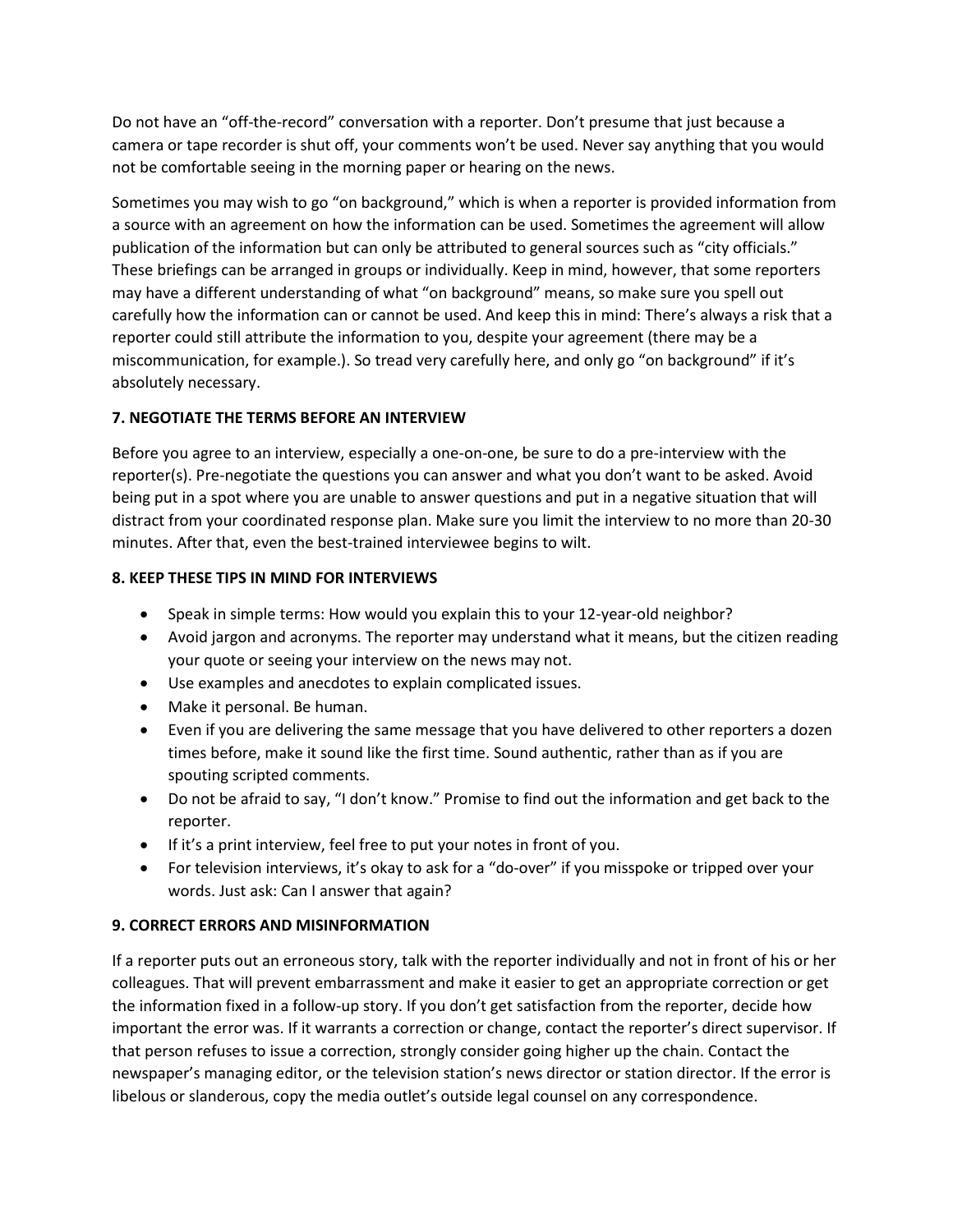Do not have an “off-the-record” conversation with a reporter. Don’t presume that just because a camera or tape recorder is shut off, your comments won’t be used. Never say anything that you would not be comfortable seeing in the morning paper or hearing on the news.

Sometimes you may wish to go “on background,” which is when a reporter is provided information from a source with an agreement on how the information can be used. Sometimes the agreement will allow publication of the information but can only be attributed to general sources such as “city officials.” These briefings can be arranged in groups or individually. Keep in mind, however, that some reporters may have a different understanding of what “on background” means, so make sure you spell out carefully how the information can or cannot be used. And keep this in mind: There’s always a risk that a reporter could still attribute the information to you, despite your agreement (there may be a miscommunication, for example.). So tread very carefully here, and only go “on background” if it’s absolutely necessary.

**7. NEGOTIATE THE TERMS BEFORE AN INTERVIEW**

Before you agree to an interview, especially a one-on-one, be sure to do a pre-interview with the reporter(s). Pre-negotiate the questions you can answer and what you don’t want to be asked. Avoid being put in a spot where you are unable to answer questions and put in a negative situation that will distract from your coordinated response plan. Make sure you limit the interview to no more than 20-30 minutes. After that, even the best-trained interviewee begins to wilt.

**8. KEEP THESE TIPS IN MIND FOR INTERVIEWS**

- Speak in simple terms: How would you explain this to your 12-year-old neighbor?
- Avoid jargon and acronyms. The reporter may understand what it means, but the citizen reading your quote or seeing your interview on the news may not.
- Use examples and anecdotes to explain complicated issues.
- Make it personal. Be human.
- Even if you are delivering the same message that you have delivered to other reporters a dozen times before, make it sound like the first time. Sound authentic, rather than as if you are spouting scripted comments.
- Do not be afraid to say, “I don’t know.” Promise to find out the information and get back to the reporter.
- If it’s a print interview, feel free to put your notes in front of you.
- For television interviews, it’s okay to ask for a “do-over” if you misspoke or tripped over your words. Just ask: Can I answer that again?

**9. CORRECT ERRORS AND MISINFORMATION**

If a reporter puts out an erroneous story, talk with the reporter individually and not in front of his or her colleagues. That will prevent embarrassment and make it easier to get an appropriate correction or get the information fixed in a follow-up story. If you don’t get satisfaction from the reporter, decide how important the error was. If it warrants a correction or change, contact the reporter’s direct supervisor. If that person refuses to issue a correction, strongly consider going higher up the chain. Contact the newspaper’s managing editor, or the television station’s news director or station director. If the error is libelous or slanderous, copy the media outlet’s outside legal counsel on any correspondence.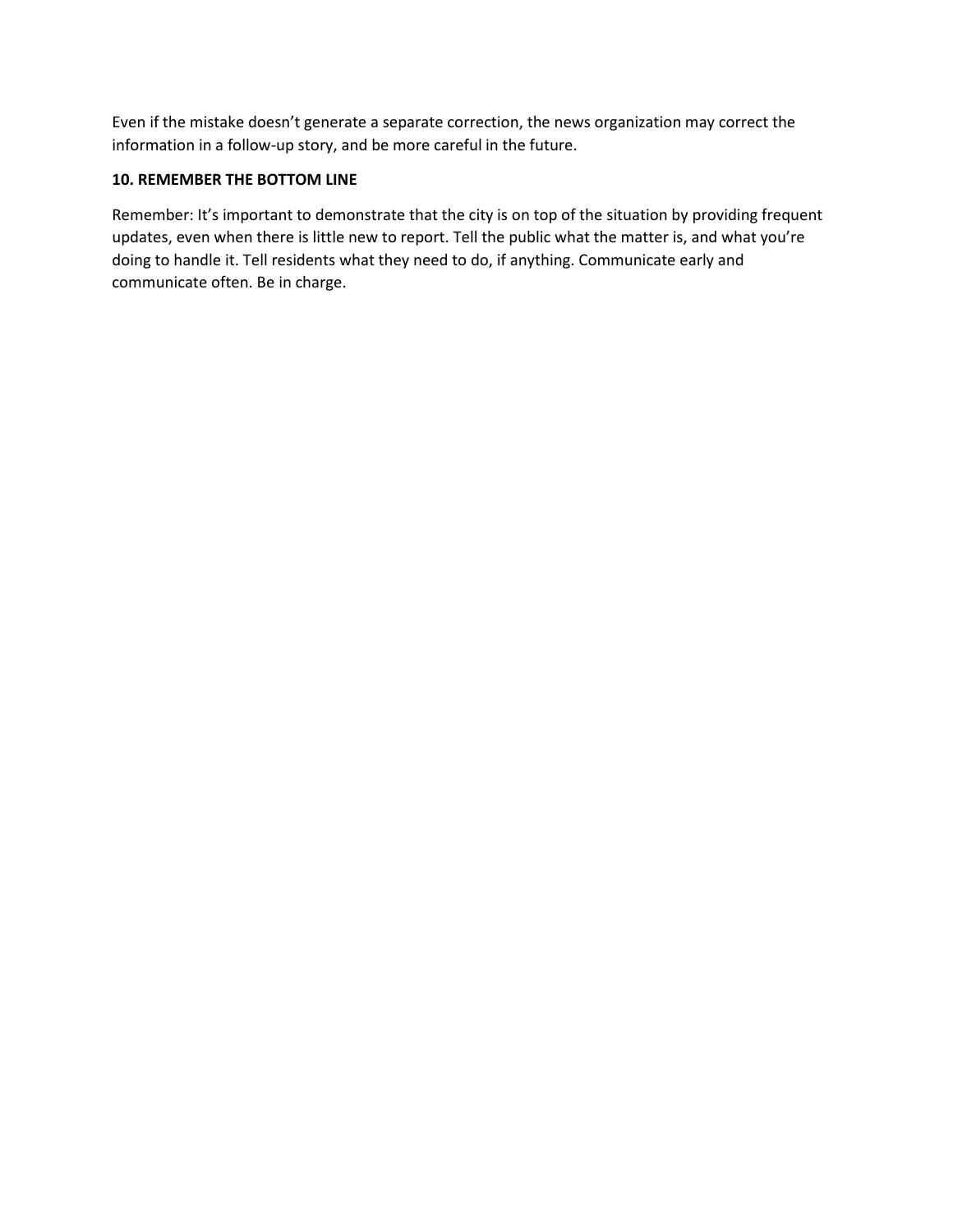Even if the mistake doesn't generate a separate correction, the news organization may correct the information in a follow-up story, and be more careful in the future.

### 10. REMEMBER THE BOTTOM LINE

Remember: It's important to demonstrate that the city is on top of the situation by providing frequent updates, even when there is little new to report. Tell the public what the matter is, and what you're doing to handle it. Tell residents what they need to do, if anything. Communicate early and communicate often. Be in charge.